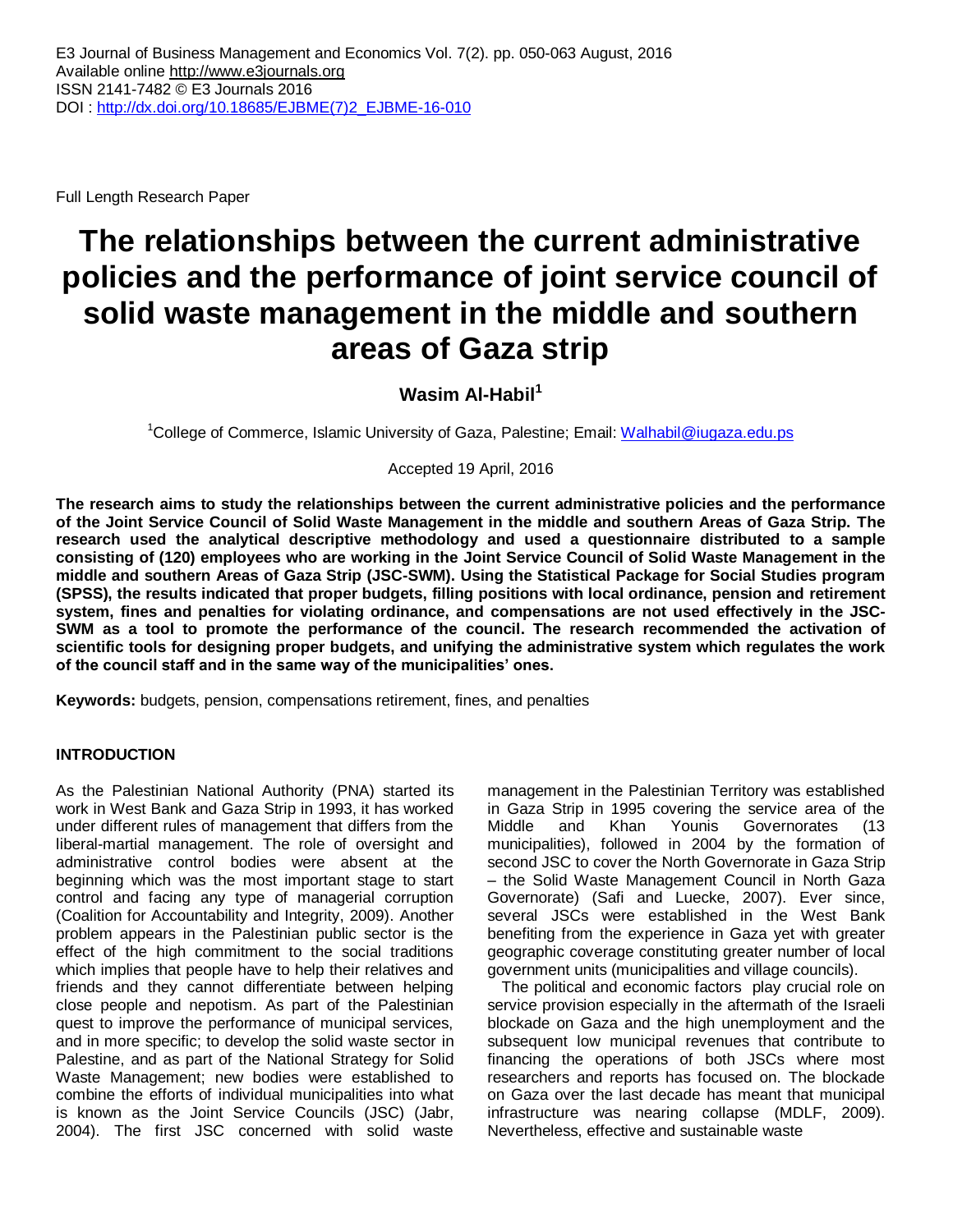E3 Journal of Business Management and Economics Vol. 7(2). pp. 050-063 August, 2016
Available online http://www.e3journals.org
ISSN 2141-7482 © E3 Journals 2016
DOI : http://dx.doi.org/10.18685/EJBME(7)2_EJBME-16-010

Full Length Research Paper

# The relationships between the current administrative policies and the performance of joint service council of solid waste management in the middle and southern areas of Gaza strip

**Wasim Al-Habil[1]**

[1]College of Commerce, Islamic University of Gaza, Palestine; Email: Walhabil@iugaza.edu.ps

Accepted 19 April, 2016

**The research aims to study the relationships between the current administrative policies and the performance of the Joint Service Council of Solid Waste Management in the middle and southern Areas of Gaza Strip. The research used the analytical descriptive methodology and used a questionnaire distributed to a sample consisting of (120) employees who are working in the Joint Service Council of Solid Waste Management in the middle and southern Areas of Gaza Strip (JSC-SWM). Using the Statistical Package for Social Studies program (SPSS), the results indicated that proper budgets, filling positions with local ordinance, pension and retirement system, fines and penalties for violating ordinance, and compensations are not used effectively in the JSC-SWM as a tool to promote the performance of the council. The research recommended the activation of scientific tools for designing proper budgets, and unifying the administrative system which regulates the work of the council staff and in the same way of the municipalities' ones.**

**Keywords:** budgets, pension, compensations retirement, fines, and penalties

## INTRODUCTION

As the Palestinian National Authority (PNA) started its work in West Bank and Gaza Strip in 1993, it has worked under different rules of management that differs from the liberal-martial management. The role of oversight and administrative control bodies were absent at the beginning which was the most important stage to start control and facing any type of managerial corruption (Coalition for Accountability and Integrity, 2009). Another problem appears in the Palestinian public sector is the effect of the high commitment to the social traditions which implies that people have to help their relatives and friends and they cannot differentiate between helping close people and nepotism. As part of the Palestinian quest to improve the performance of municipal services, and in more specific; to develop the solid waste sector in Palestine, and as part of the National Strategy for Solid Waste Management; new bodies were established to combine the efforts of individual municipalities into what is known as the Joint Service Councils (JSC) (Jabr, 2004). The first JSC concerned with solid waste management in the Palestinian Territory was established in Gaza Strip in 1995 covering the service area of the Middle and Khan Younis Governorates (13 municipalities), followed in 2004 by the formation of second JSC to cover the North Governorate in Gaza Strip – the Solid Waste Management Council in North Gaza Governorate) (Safi and Luecke, 2007). Ever since, several JSCs were established in the West Bank benefiting from the experience in Gaza yet with greater geographic coverage constituting greater number of local government units (municipalities and village councils).

The political and economic factors play crucial role on service provision especially in the aftermath of the Israeli blockade on Gaza and the high unemployment and the subsequent low municipal revenues that contribute to financing the operations of both JSCs where most researchers and reports has focused on. The blockade on Gaza over the last decade has meant that municipal infrastructure was nearing collapse (MDLF, 2009). Nevertheless, effective and sustainable waste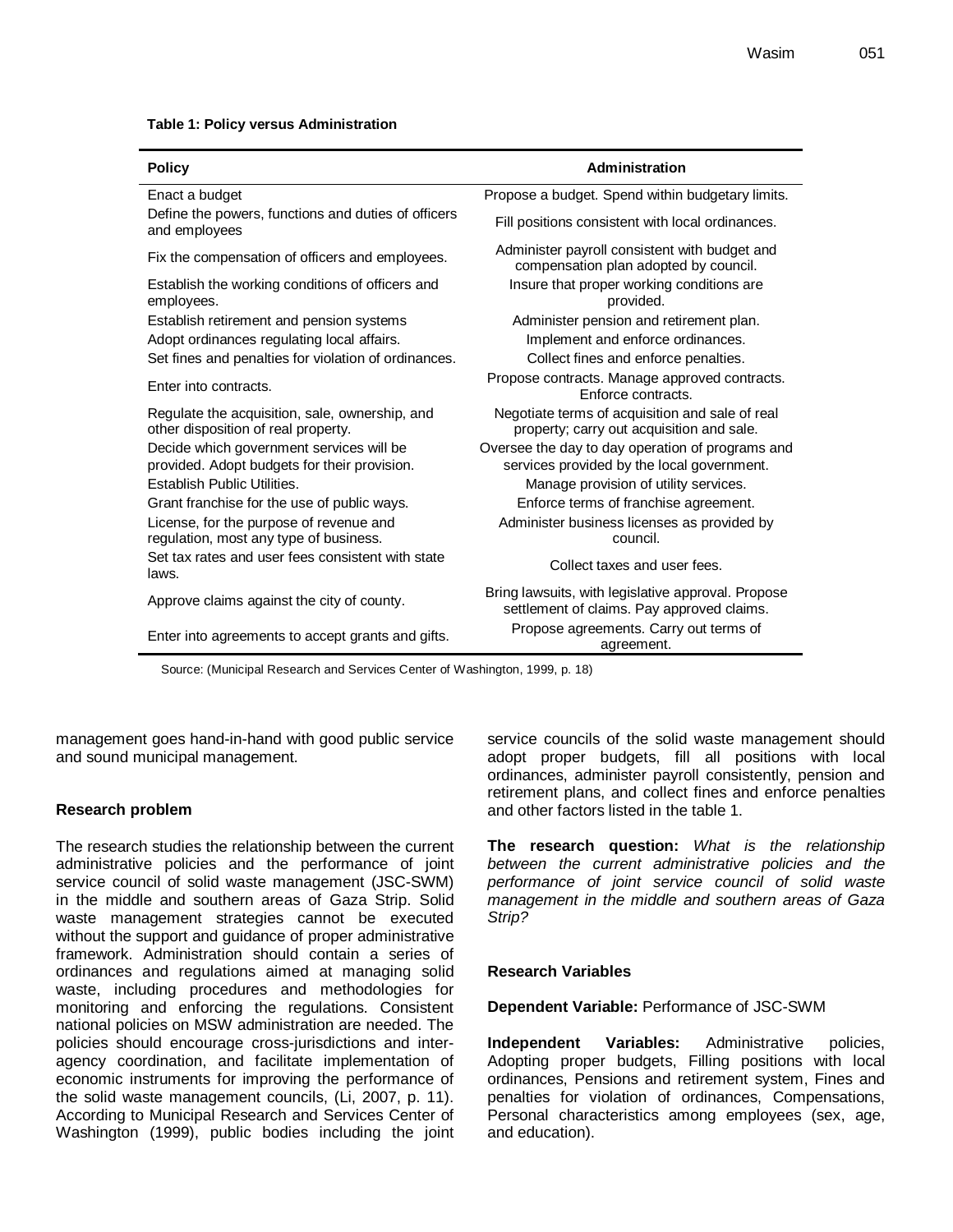**Table 1: Policy versus Administration**

| Policy | Administration |
|---|---|
| Enact a budget | Propose a budget. Spend within budgetary limits. |
| Define the powers, functions and duties of officers and employees | Fill positions consistent with local ordinances. |
| Fix the compensation of officers and employees. | Administer payroll consistent with budget and compensation plan adopted by council. |
| Establish the working conditions of officers and employees. | Insure that proper working conditions are provided. |
| Establish retirement and pension systems | Administer pension and retirement plan. |
| Adopt ordinances regulating local affairs. | Implement and enforce ordinances. |
| Set fines and penalties for violation of ordinances. | Collect fines and enforce penalties. |
| Enter into contracts. | Propose contracts. Manage approved contracts. Enforce contracts. |
| Regulate the acquisition, sale, ownership, and other disposition of real property. | Negotiate terms of acquisition and sale of real property; carry out acquisition and sale. |
| Decide which government services will be provided. Adopt budgets for their provision. | Oversee the day to day operation of programs and services provided by the local government. |
| Establish Public Utilities. | Manage provision of utility services. |
| Grant franchise for the use of public ways. | Enforce terms of franchise agreement. |
| License, for the purpose of revenue and regulation, most any type of business. | Administer business licenses as provided by council. |
| Set tax rates and user fees consistent with state laws. | Collect taxes and user fees. |
| Approve claims against the city of county. | Bring lawsuits, with legislative approval. Propose settlement of claims. Pay approved claims. |
| Enter into agreements to accept grants and gifts. | Propose agreements. Carry out terms of agreement. |

Source: (Municipal Research and Services Center of Washington, 1999, p. 18)

management goes hand-in-hand with good public service and sound municipal management.

### Research problem

The research studies the relationship between the current administrative policies and the performance of joint service council of solid waste management (JSC-SWM) in the middle and southern areas of Gaza Strip. Solid waste management strategies cannot be executed without the support and guidance of proper administrative framework. Administration should contain a series of ordinances and regulations aimed at managing solid waste, including procedures and methodologies for monitoring and enforcing the regulations. Consistent national policies on MSW administration are needed. The policies should encourage cross-jurisdictions and inter-agency coordination, and facilitate implementation of economic instruments for improving the performance of the solid waste management councils, (Li, 2007, p. 11). According to Municipal Research and Services Center of Washington (1999), public bodies including the joint service councils of the solid waste management should adopt proper budgets, fill all positions with local ordinances, administer payroll consistently, pension and retirement plans, and collect fines and enforce penalties and other factors listed in the table 1.

**The research question:** *What is the relationship between the current administrative policies and the performance of joint service council of solid waste management in the middle and southern areas of Gaza Strip?*

### Research Variables

**Dependent Variable:** Performance of JSC-SWM

**Independent Variables:** Administrative policies, Adopting proper budgets, Filling positions with local ordinances, Pensions and retirement system, Fines and penalties for violation of ordinances, Compensations, Personal characteristics among employees (sex, age, and education).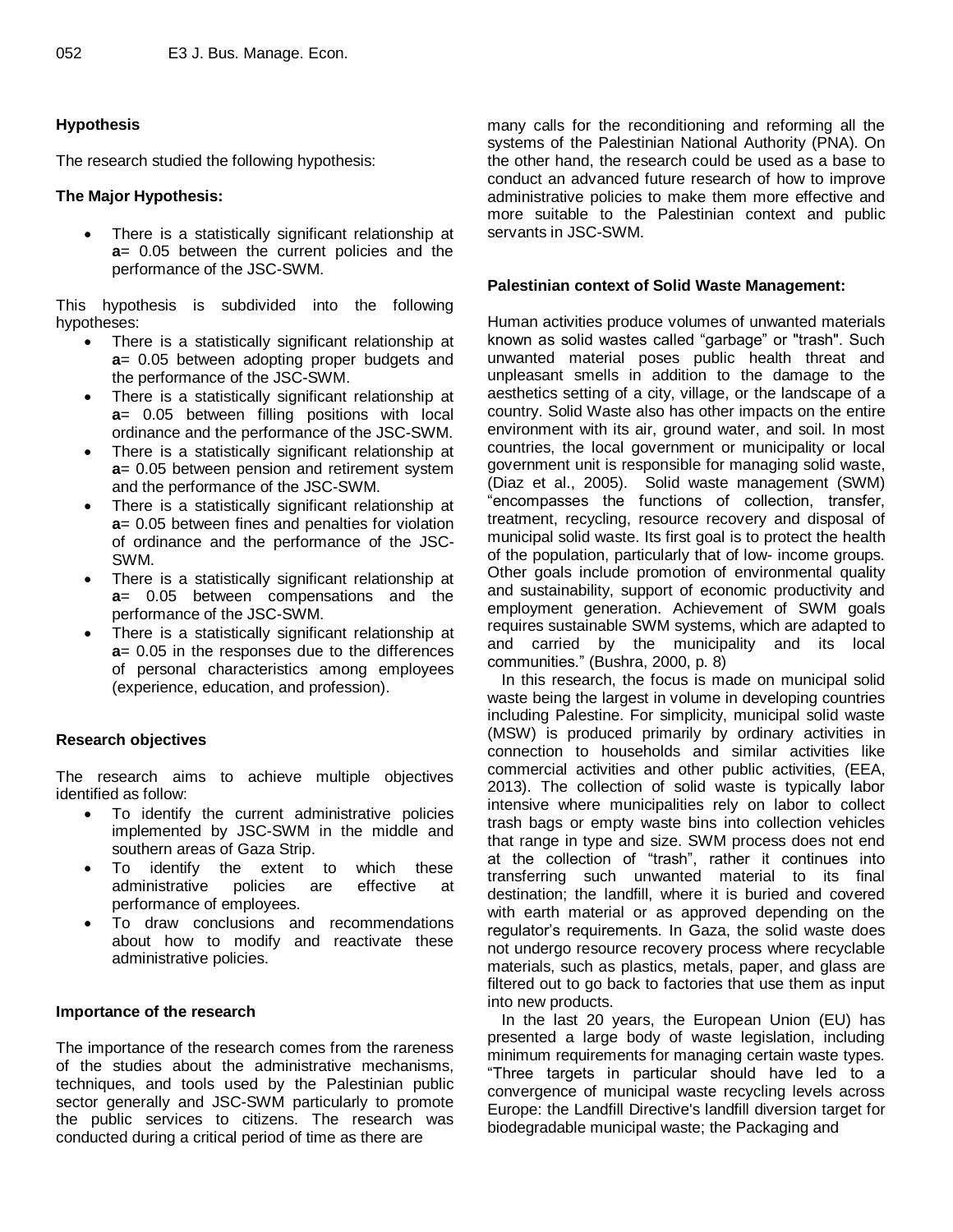**Hypothesis**

The research studied the following hypothesis:

**The Major Hypothesis:**

- There is a statistically significant relationship at **a**= 0.05 between the current policies and the performance of the JSC-SWM.

This hypothesis is subdivided into the following hypotheses:

- There is a statistically significant relationship at **a**= 0.05 between adopting proper budgets and the performance of the JSC-SWM.
- There is a statistically significant relationship at **a**= 0.05 between filling positions with local ordinance and the performance of the JSC-SWM.
- There is a statistically significant relationship at **a**= 0.05 between pension and retirement system and the performance of the JSC-SWM.
- There is a statistically significant relationship at **a**= 0.05 between fines and penalties for violation of ordinance and the performance of the JSC-SWM.
- There is a statistically significant relationship at **a**= 0.05 between compensations and the performance of the JSC-SWM.
- There is a statistically significant relationship at **a**= 0.05 in the responses due to the differences of personal characteristics among employees (experience, education, and profession).

**Research objectives**

The research aims to achieve multiple objectives identified as follow:

- To identify the current administrative policies implemented by JSC-SWM in the middle and southern areas of Gaza Strip.
- To identify the extent to which these administrative policies are effective at performance of employees.
- To draw conclusions and recommendations about how to modify and reactivate these administrative policies.

**Importance of the research**

The importance of the research comes from the rareness of the studies about the administrative mechanisms, techniques, and tools used by the Palestinian public sector generally and JSC-SWM particularly to promote the public services to citizens. The research was conducted during a critical period of time as there are many calls for the reconditioning and reforming all the systems of the Palestinian National Authority (PNA). On the other hand, the research could be used as a base to conduct an advanced future research of how to improve administrative policies to make them more effective and more suitable to the Palestinian context and public servants in JSC-SWM.

**Palestinian context of Solid Waste Management:**

Human activities produce volumes of unwanted materials known as solid wastes called “garbage” or "trash". Such unwanted material poses public health threat and unpleasant smells in addition to the damage to the aesthetics setting of a city, village, or the landscape of a country. Solid Waste also has other impacts on the entire environment with its air, ground water, and soil. In most countries, the local government or municipality or local government unit is responsible for managing solid waste, (Diaz et al., 2005). Solid waste management (SWM) “encompasses the functions of collection, transfer, treatment, recycling, resource recovery and disposal of municipal solid waste. Its first goal is to protect the health of the population, particularly that of low- income groups. Other goals include promotion of environmental quality and sustainability, support of economic productivity and employment generation. Achievement of SWM goals requires sustainable SWM systems, which are adapted to and carried by the municipality and its local communities.” (Bushra, 2000, p. 8)

In this research, the focus is made on municipal solid waste being the largest in volume in developing countries including Palestine. For simplicity, municipal solid waste (MSW) is produced primarily by ordinary activities in connection to households and similar activities like commercial activities and other public activities, (EEA, 2013). The collection of solid waste is typically labor intensive where municipalities rely on labor to collect trash bags or empty waste bins into collection vehicles that range in type and size. SWM process does not end at the collection of “trash”, rather it continues into transferring such unwanted material to its final destination; the landfill, where it is buried and covered with earth material or as approved depending on the regulator’s requirements. In Gaza, the solid waste does not undergo resource recovery process where recyclable materials, such as plastics, metals, paper, and glass are filtered out to go back to factories that use them as input into new products.

In the last 20 years, the European Union (EU) has presented a large body of waste legislation, including minimum requirements for managing certain waste types. “Three targets in particular should have led to a convergence of municipal waste recycling levels across Europe: the Landfill Directive's landfill diversion target for biodegradable municipal waste; the Packaging and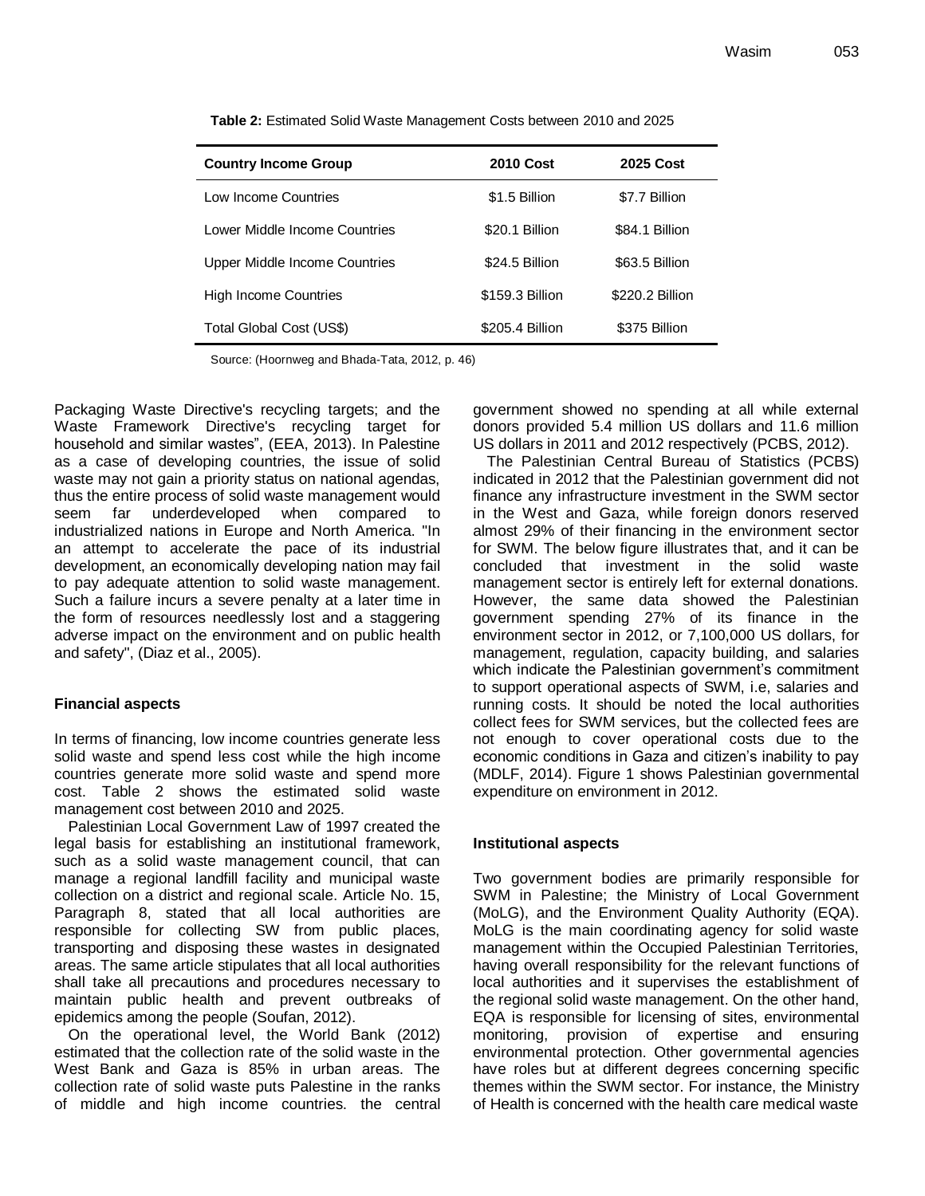**Table 2:** Estimated Solid Waste Management Costs between 2010 and 2025

| Country Income Group | 2010 Cost | 2025 Cost |
|---|---|---|
| Low Income Countries | $1.5 Billion | $7.7 Billion |
| Lower Middle Income Countries | $20.1 Billion | $84.1 Billion |
| Upper Middle Income Countries | $24.5 Billion | $63.5 Billion |
| High Income Countries | $159.3 Billion | $220.2 Billion |
| Total Global Cost (US$) | $205.4 Billion | $375 Billion |

Source: (Hoornweg and Bhada-Tata, 2012, p. 46)

Packaging Waste Directive's recycling targets; and the Waste Framework Directive's recycling target for household and similar wastes", (EEA, 2013). In Palestine as a case of developing countries, the issue of solid waste may not gain a priority status on national agendas, thus the entire process of solid waste management would seem far underdeveloped when compared to industrialized nations in Europe and North America. "In an attempt to accelerate the pace of its industrial development, an economically developing nation may fail to pay adequate attention to solid waste management. Such a failure incurs a severe penalty at a later time in the form of resources needlessly lost and a staggering adverse impact on the environment and on public health and safety", (Diaz et al., 2005).

### Financial aspects

In terms of financing, low income countries generate less solid waste and spend less cost while the high income countries generate more solid waste and spend more cost. Table 2 shows the estimated solid waste management cost between 2010 and 2025.

Palestinian Local Government Law of 1997 created the legal basis for establishing an institutional framework, such as a solid waste management council, that can manage a regional landfill facility and municipal waste collection on a district and regional scale. Article No. 15, Paragraph 8, stated that all local authorities are responsible for collecting SW from public places, transporting and disposing these wastes in designated areas. The same article stipulates that all local authorities shall take all precautions and procedures necessary to maintain public health and prevent outbreaks of epidemics among the people (Soufan, 2012).

On the operational level, the World Bank (2012) estimated that the collection rate of the solid waste in the West Bank and Gaza is 85% in urban areas. The collection rate of solid waste puts Palestine in the ranks of middle and high income countries. the central government showed no spending at all while external donors provided 5.4 million US dollars and 11.6 million US dollars in 2011 and 2012 respectively (PCBS, 2012).

The Palestinian Central Bureau of Statistics (PCBS) indicated in 2012 that the Palestinian government did not finance any infrastructure investment in the SWM sector in the West and Gaza, while foreign donors reserved almost 29% of their financing in the environment sector for SWM. The below figure illustrates that, and it can be concluded that investment in the solid waste management sector is entirely left for external donations. However, the same data showed the Palestinian government spending 27% of its finance in the environment sector in 2012, or 7,100,000 US dollars, for management, regulation, capacity building, and salaries which indicate the Palestinian government's commitment to support operational aspects of SWM, i.e, salaries and running costs. It should be noted the local authorities collect fees for SWM services, but the collected fees are not enough to cover operational costs due to the economic conditions in Gaza and citizen's inability to pay (MDLF, 2014). Figure 1 shows Palestinian governmental expenditure on environment in 2012.

### Institutional aspects

Two government bodies are primarily responsible for SWM in Palestine; the Ministry of Local Government (MoLG), and the Environment Quality Authority (EQA). MoLG is the main coordinating agency for solid waste management within the Occupied Palestinian Territories, having overall responsibility for the relevant functions of local authorities and it supervises the establishment of the regional solid waste management. On the other hand, EQA is responsible for licensing of sites, environmental monitoring, provision of expertise and ensuring environmental protection. Other governmental agencies have roles but at different degrees concerning specific themes within the SWM sector. For instance, the Ministry of Health is concerned with the health care medical waste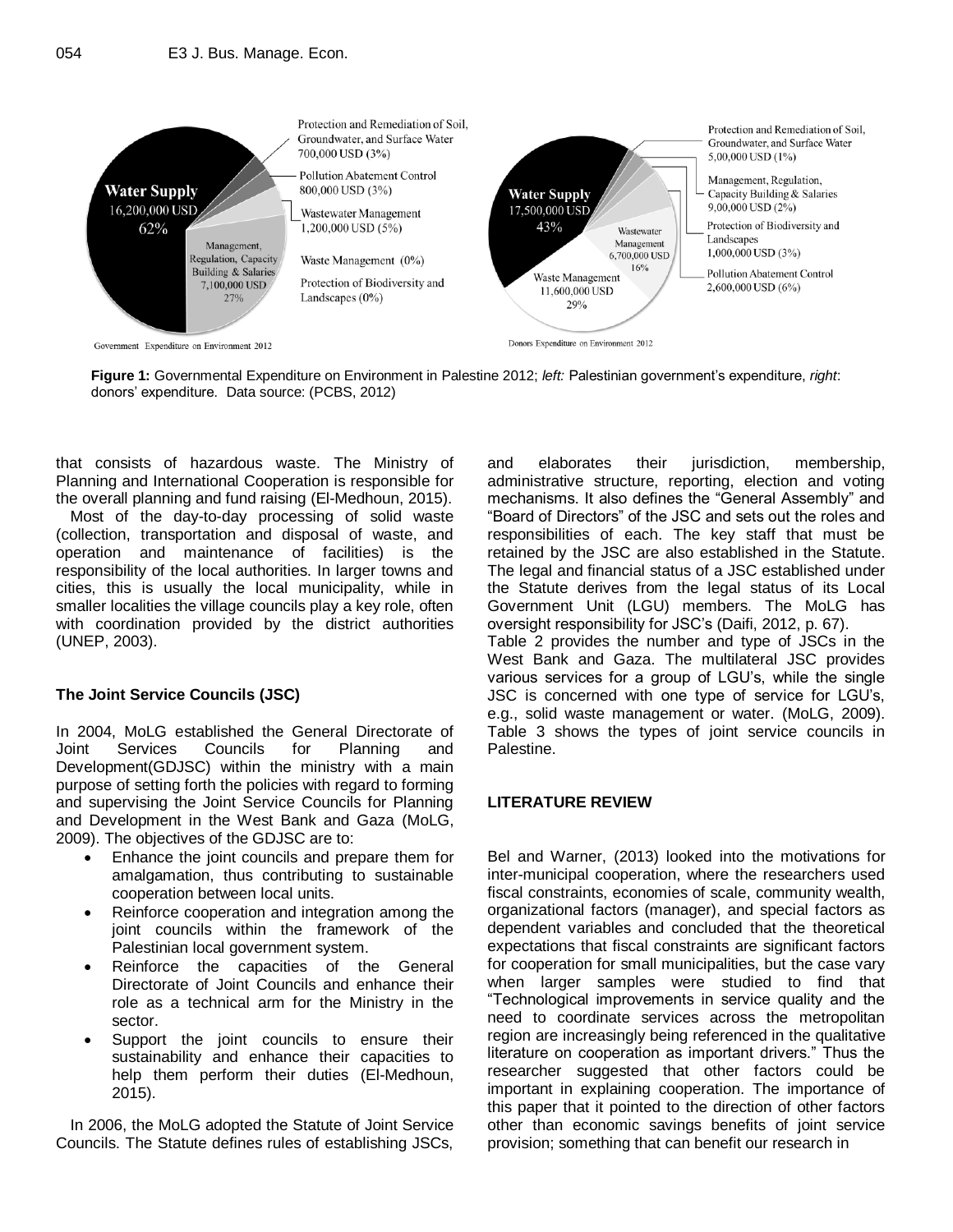Government Expenditure on Environment 2012

- Water Supply 16,200,000 USD 62%
- Management, Regulation, Capacity Building & Salaries 7,100,000 USD 27%
- Protection and Remediation of Soil, Groundwater, and Surface Water 700,000 USD (3%)
- Pollution Abatement Control 800,000 USD (3%)
- Wastewater Management 1,200,000 USD (5%)
- Waste Management (0%)
- Protection of Biodiversity and Landscapes (0%)

Donors Expenditure on Environment 2012

- Water Supply 17,500,000 USD 43%
- Waste Management 11,600,000 USD 29%
- Wastewater Management 6,700,000 USD 16%
- Protection and Remediation of Soil, Groundwater, and Surface Water 5,00,000 USD (1%)
- Management, Regulation, Capacity Building & Salaries 9,00,000 USD (2%)
- Protection of Biodiversity and Landscapes 1,000,000 USD (3%)
- Pollution Abatement Control 2,600,000 USD (6%)

**Figure 1:** Governmental Expenditure on Environment in Palestine 2012; *left:* Palestinian government's expenditure, *right*: donors' expenditure. Data source: (PCBS, 2012)

that consists of hazardous waste. The Ministry of Planning and International Cooperation is responsible for the overall planning and fund raising (El-Medhoun, 2015).

Most of the day-to-day processing of solid waste (collection, transportation and disposal of waste, and operation and maintenance of facilities) is the responsibility of the local authorities. In larger towns and cities, this is usually the local municipality, while in smaller localities the village councils play a key role, often with coordination provided by the district authorities (UNEP, 2003).

### The Joint Service Councils (JSC)

In 2004, MoLG established the General Directorate of Joint Services Councils for Planning and Development(GDJSC) within the ministry with a main purpose of setting forth the policies with regard to forming and supervising the Joint Service Councils for Planning and Development in the West Bank and Gaza (MoLG, 2009). The objectives of the GDJSC are to:

- Enhance the joint councils and prepare them for amalgamation, thus contributing to sustainable cooperation between local units.
- Reinforce cooperation and integration among the joint councils within the framework of the Palestinian local government system.
- Reinforce the capacities of the General Directorate of Joint Councils and enhance their role as a technical arm for the Ministry in the sector.
- Support the joint councils to ensure their sustainability and enhance their capacities to help them perform their duties (El-Medhoun, 2015).

In 2006, the MoLG adopted the Statute of Joint Service Councils. The Statute defines rules of establishing JSCs, and elaborates their jurisdiction, membership, administrative structure, reporting, election and voting mechanisms. It also defines the "General Assembly" and "Board of Directors" of the JSC and sets out the roles and responsibilities of each. The key staff that must be retained by the JSC are also established in the Statute. The legal and financial status of a JSC established under the Statute derives from the legal status of its Local Government Unit (LGU) members. The MoLG has oversight responsibility for JSC's (Daifi, 2012, p. 67).

Table 2 provides the number and type of JSCs in the West Bank and Gaza. The multilateral JSC provides various services for a group of LGU's, while the single JSC is concerned with one type of service for LGU's, e.g., solid waste management or water. (MoLG, 2009). Table 3 shows the types of joint service councils in Palestine.

## LITERATURE REVIEW

Bel and Warner, (2013) looked into the motivations for inter-municipal cooperation, where the researchers used fiscal constraints, economies of scale, community wealth, organizational factors (manager), and special factors as dependent variables and concluded that the theoretical expectations that fiscal constraints are significant factors for cooperation for small municipalities, but the case vary when larger samples were studied to find that "Technological improvements in service quality and the need to coordinate services across the metropolitan region are increasingly being referenced in the qualitative literature on cooperation as important drivers." Thus the researcher suggested that other factors could be important in explaining cooperation. The importance of this paper that it pointed to the direction of other factors other than economic savings benefits of joint service provision; something that can benefit our research in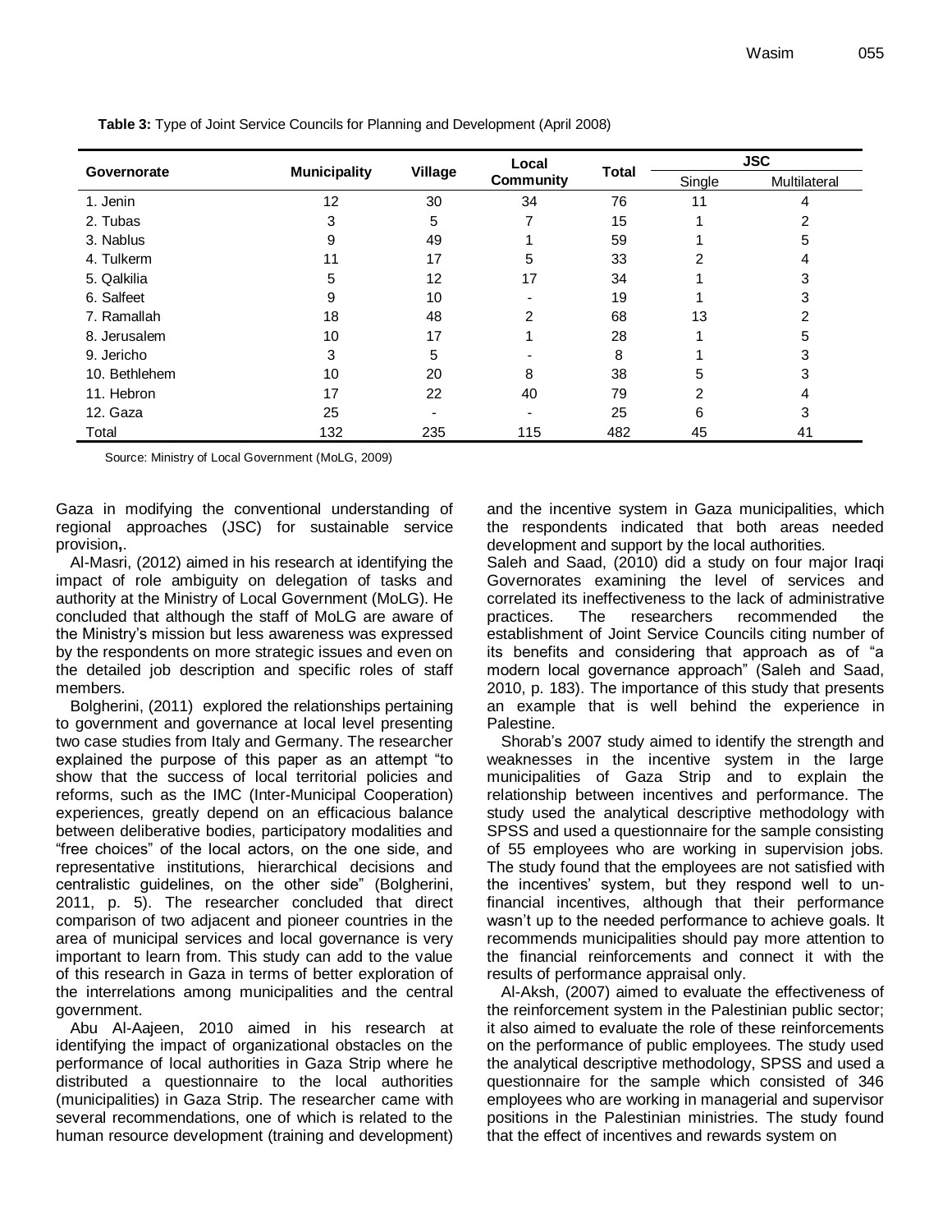**Table 3:** Type of Joint Service Councils for Planning and Development (April 2008)

| Governorate | Municipality | Village | Local Community | Total | JSC | |
|---|---|---|---|---|---|---|
| | | | | | Single | Multilateral |
| 1. Jenin | 12 | 30 | 34 | 76 | 11 | 4 |
| 2. Tubas | 3 | 5 | 7 | 15 | 1 | 2 |
| 3. Nablus | 9 | 49 | 1 | 59 | 1 | 5 |
| 4. Tulkerm | 11 | 17 | 5 | 33 | 2 | 4 |
| 5. Qalkilia | 5 | 12 | 17 | 34 | 1 | 3 |
| 6. Salfeet | 9 | 10 | - | 19 | 1 | 3 |
| 7. Ramallah | 18 | 48 | 2 | 68 | 13 | 2 |
| 8. Jerusalem | 10 | 17 | 1 | 28 | 1 | 5 |
| 9. Jericho | 3 | 5 | - | 8 | 1 | 3 |
| 10. Bethlehem | 10 | 20 | 8 | 38 | 5 | 3 |
| 11. Hebron | 17 | 22 | 40 | 79 | 2 | 4 |
| 12. Gaza | 25 | - | - | 25 | 6 | 3 |
| Total | 132 | 235 | 115 | 482 | 45 | 41 |

Source: Ministry of Local Government (MoLG, 2009)

Gaza in modifying the conventional understanding of regional approaches (JSC) for sustainable service provision,.

Al-Masri, (2012) aimed in his research at identifying the impact of role ambiguity on delegation of tasks and authority at the Ministry of Local Government (MoLG). He concluded that although the staff of MoLG are aware of the Ministry's mission but less awareness was expressed by the respondents on more strategic issues and even on the detailed job description and specific roles of staff members.

Bolgherini, (2011) explored the relationships pertaining to government and governance at local level presenting two case studies from Italy and Germany. The researcher explained the purpose of this paper as an attempt "to show that the success of local territorial policies and reforms, such as the IMC (Inter-Municipal Cooperation) experiences, greatly depend on an efficacious balance between deliberative bodies, participatory modalities and "free choices" of the local actors, on the one side, and representative institutions, hierarchical decisions and centralistic guidelines, on the other side" (Bolgherini, 2011, p. 5). The researcher concluded that direct comparison of two adjacent and pioneer countries in the area of municipal services and local governance is very important to learn from. This study can add to the value of this research in Gaza in terms of better exploration of the interrelations among municipalities and the central government.

Abu Al-Aajeen, 2010 aimed in his research at identifying the impact of organizational obstacles on the performance of local authorities in Gaza Strip where he distributed a questionnaire to the local authorities (municipalities) in Gaza Strip. The researcher came with several recommendations, one of which is related to the human resource development (training and development) and the incentive system in Gaza municipalities, which the respondents indicated that both areas needed development and support by the local authorities.

Saleh and Saad, (2010) did a study on four major Iraqi Governorates examining the level of services and correlated its ineffectiveness to the lack of administrative practices. The researchers recommended the establishment of Joint Service Councils citing number of its benefits and considering that approach as of "a modern local governance approach" (Saleh and Saad, 2010, p. 183). The importance of this study that presents an example that is well behind the experience in Palestine.

Shorab's 2007 study aimed to identify the strength and weaknesses in the incentive system in the large municipalities of Gaza Strip and to explain the relationship between incentives and performance. The study used the analytical descriptive methodology with SPSS and used a questionnaire for the sample consisting of 55 employees who are working in supervision jobs. The study found that the employees are not satisfied with the incentives' system, but they respond well to un-financial incentives, although that their performance wasn't up to the needed performance to achieve goals. It recommends municipalities should pay more attention to the financial reinforcements and connect it with the results of performance appraisal only.

Al-Aksh, (2007) aimed to evaluate the effectiveness of the reinforcement system in the Palestinian public sector; it also aimed to evaluate the role of these reinforcements on the performance of public employees. The study used the analytical descriptive methodology, SPSS and used a questionnaire for the sample which consisted of 346 employees who are working in managerial and supervisor positions in the Palestinian ministries. The study found that the effect of incentives and rewards system on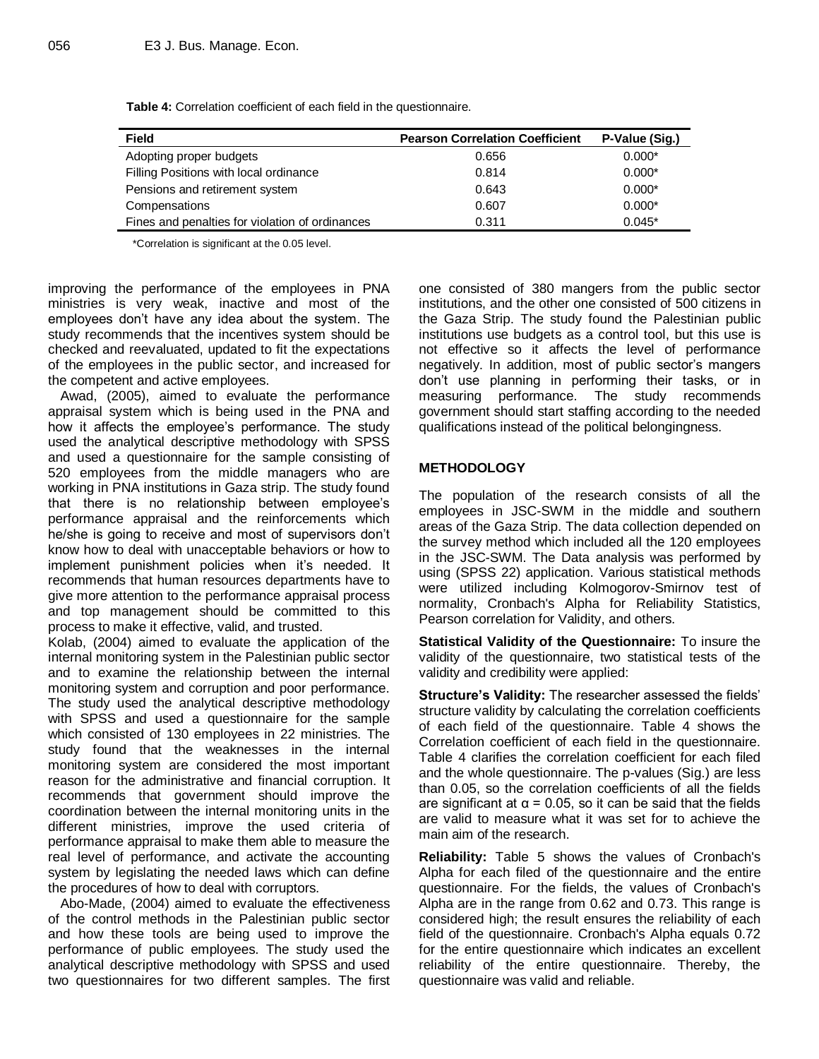**Table 4:** Correlation coefficient of each field in the questionnaire.

| Field | Pearson Correlation Coefficient | P-Value (Sig.) |
|---|---|---|
| Adopting proper budgets | 0.656 | 0.000* |
| Filling Positions with local ordinance | 0.814 | 0.000* |
| Pensions and retirement system | 0.643 | 0.000* |
| Compensations | 0.607 | 0.000* |
| Fines and penalties for violation of ordinances | 0.311 | 0.045* |

*Correlation is significant at the 0.05 level.

improving the performance of the employees in PNA ministries is very weak, inactive and most of the employees don't have any idea about the system. The study recommends that the incentives system should be checked and reevaluated, updated to fit the expectations of the employees in the public sector, and increased for the competent and active employees.

Awad, (2005), aimed to evaluate the performance appraisal system which is being used in the PNA and how it affects the employee's performance. The study used the analytical descriptive methodology with SPSS and used a questionnaire for the sample consisting of 520 employees from the middle managers who are working in PNA institutions in Gaza strip. The study found that there is no relationship between employee's performance appraisal and the reinforcements which he/she is going to receive and most of supervisors don't know how to deal with unacceptable behaviors or how to implement punishment policies when it's needed. It recommends that human resources departments have to give more attention to the performance appraisal process and top management should be committed to this process to make it effective, valid, and trusted.

Kolab, (2004) aimed to evaluate the application of the internal monitoring system in the Palestinian public sector and to examine the relationship between the internal monitoring system and corruption and poor performance. The study used the analytical descriptive methodology with SPSS and used a questionnaire for the sample which consisted of 130 employees in 22 ministries. The study found that the weaknesses in the internal monitoring system are considered the most important reason for the administrative and financial corruption. It recommends that government should improve the coordination between the internal monitoring units in the different ministries, improve the used criteria of performance appraisal to make them able to measure the real level of performance, and activate the accounting system by legislating the needed laws which can define the procedures of how to deal with corruptors.

Abo-Made, (2004) aimed to evaluate the effectiveness of the control methods in the Palestinian public sector and how these tools are being used to improve the performance of public employees. The study used the analytical descriptive methodology with SPSS and used two questionnaires for two different samples. The first one consisted of 380 mangers from the public sector institutions, and the other one consisted of 500 citizens in the Gaza Strip. The study found the Palestinian public institutions use budgets as a control tool, but this use is not effective so it affects the level of performance negatively. In addition, most of public sector's mangers don't use planning in performing their tasks, or in measuring performance. The study recommends government should start staffing according to the needed qualifications instead of the political belongingness.

## METHODOLOGY

The population of the research consists of all the employees in JSC-SWM in the middle and southern areas of the Gaza Strip. The data collection depended on the survey method which included all the 120 employees in the JSC-SWM. The Data analysis was performed by using (SPSS 22) application. Various statistical methods were utilized including Kolmogorov-Smirnov test of normality, Cronbach's Alpha for Reliability Statistics, Pearson correlation for Validity, and others.

**Statistical Validity of the Questionnaire:** To insure the validity of the questionnaire, two statistical tests of the validity and credibility were applied:

**Structure's Validity:** The researcher assessed the fields' structure validity by calculating the correlation coefficients of each field of the questionnaire. Table 4 shows the Correlation coefficient of each field in the questionnaire. Table 4 clarifies the correlation coefficient for each filed and the whole questionnaire. The p-values (Sig.) are less than 0.05, so the correlation coefficients of all the fields are significant at $\alpha = 0.05$, so it can be said that the fields are valid to measure what it was set for to achieve the main aim of the research.

**Reliability:** Table 5 shows the values of Cronbach's Alpha for each filed of the questionnaire and the entire questionnaire. For the fields, the values of Cronbach's Alpha are in the range from 0.62 and 0.73. This range is considered high; the result ensures the reliability of each field of the questionnaire. Cronbach's Alpha equals 0.72 for the entire questionnaire which indicates an excellent reliability of the entire questionnaire. Thereby, the questionnaire was valid and reliable.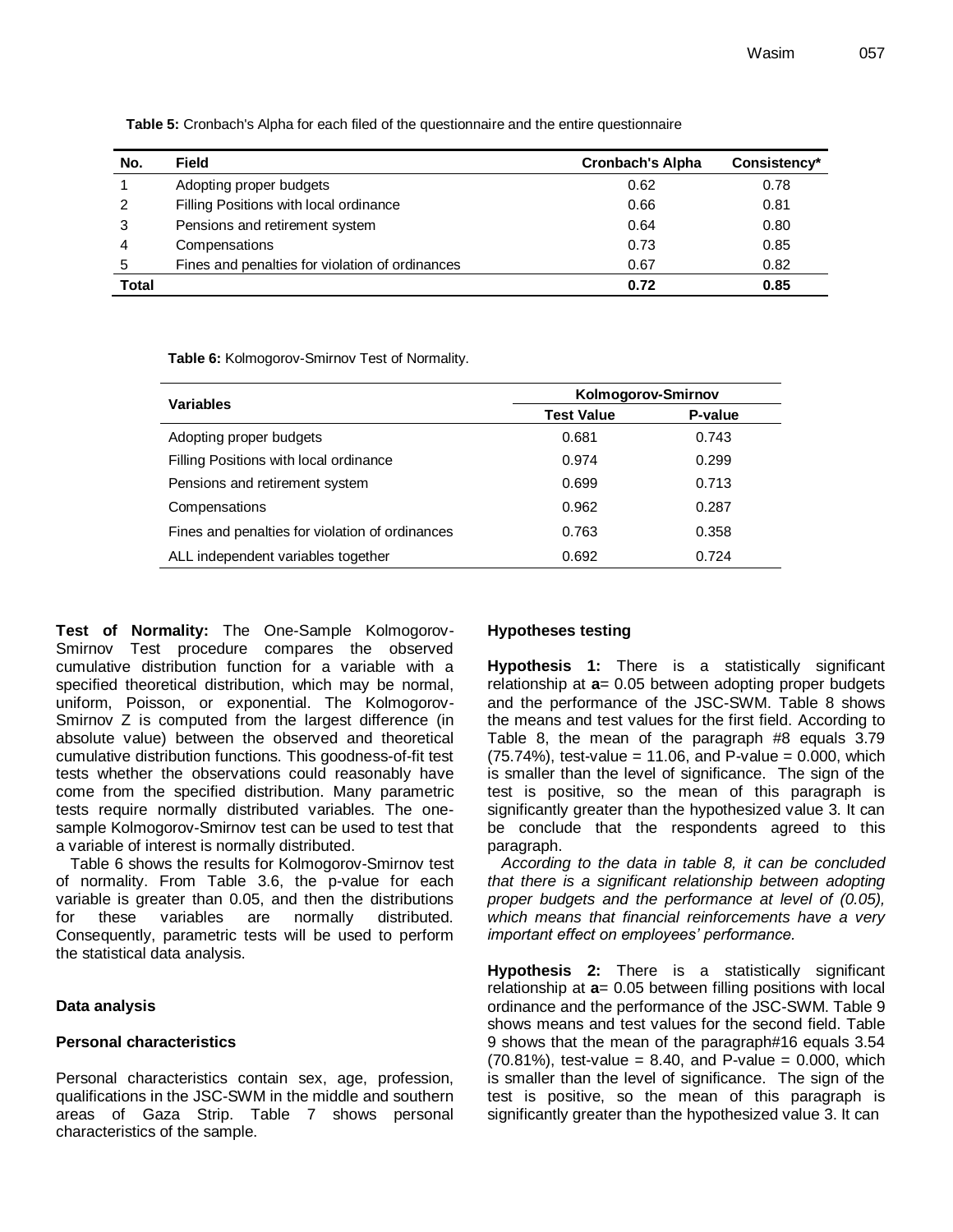**Table 5:** Cronbach's Alpha for each filed of the questionnaire and the entire questionnaire

| No. | Field | Cronbach's Alpha | Consistency* |
|---|---|---|---|
| 1 | Adopting proper budgets | 0.62 | 0.78 |
| 2 | Filling Positions with local ordinance | 0.66 | 0.81 |
| 3 | Pensions and retirement system | 0.64 | 0.80 |
| 4 | Compensations | 0.73 | 0.85 |
| 5 | Fines and penalties for violation of ordinances | 0.67 | 0.82 |
| **Total** | | **0.72** | **0.85** |

**Table 6:** Kolmogorov-Smirnov Test of Normality.

| Variables | Kolmogorov-Smirnov | |
|---|---|---|
| | **Test Value** | **P-value** |
| Adopting proper budgets | 0.681 | 0.743 |
| Filling Positions with local ordinance | 0.974 | 0.299 |
| Pensions and retirement system | 0.699 | 0.713 |
| Compensations | 0.962 | 0.287 |
| Fines and penalties for violation of ordinances | 0.763 | 0.358 |
| ALL independent variables together | 0.692 | 0.724 |

**Test of Normality:** The One-Sample Kolmogorov-Smirnov Test procedure compares the observed cumulative distribution function for a variable with a specified theoretical distribution, which may be normal, uniform, Poisson, or exponential. The Kolmogorov-Smirnov Z is computed from the largest difference (in absolute value) between the observed and theoretical cumulative distribution functions. This goodness-of-fit test tests whether the observations could reasonably have come from the specified distribution. Many parametric tests require normally distributed variables. The one-sample Kolmogorov-Smirnov test can be used to test that a variable of interest is normally distributed.

Table 6 shows the results for Kolmogorov-Smirnov test of normality. From Table 3.6, the p-value for each variable is greater than 0.05, and then the distributions for these variables are normally distributed. Consequently, parametric tests will be used to perform the statistical data analysis.

### Data analysis

### Personal characteristics

Personal characteristics contain sex, age, profession, qualifications in the JSC-SWM in the middle and southern areas of Gaza Strip. Table 7 shows personal characteristics of the sample.

### Hypotheses testing

**Hypothesis 1:** There is a statistically significant relationship at **a**= 0.05 between adopting proper budgets and the performance of the JSC-SWM. Table 8 shows the means and test values for the first field. According to Table 8, the mean of the paragraph #8 equals 3.79 (75.74%), test-value = 11.06, and P-value = 0.000, which is smaller than the level of significance. The sign of the test is positive, so the mean of this paragraph is significantly greater than the hypothesized value 3. It can be conclude that the respondents agreed to this paragraph.

*According to the data in table 8, it can be concluded that there is a significant relationship between adopting proper budgets and the performance at level of (0.05), which means that financial reinforcements have a very important effect on employees' performance.*

**Hypothesis 2:** There is a statistically significant relationship at **a**= 0.05 between filling positions with local ordinance and the performance of the JSC-SWM. Table 9 shows means and test values for the second field. Table 9 shows that the mean of the paragraph#16 equals 3.54 (70.81%), test-value = 8.40, and P-value = 0.000, which is smaller than the level of significance. The sign of the test is positive, so the mean of this paragraph is significantly greater than the hypothesized value 3. It can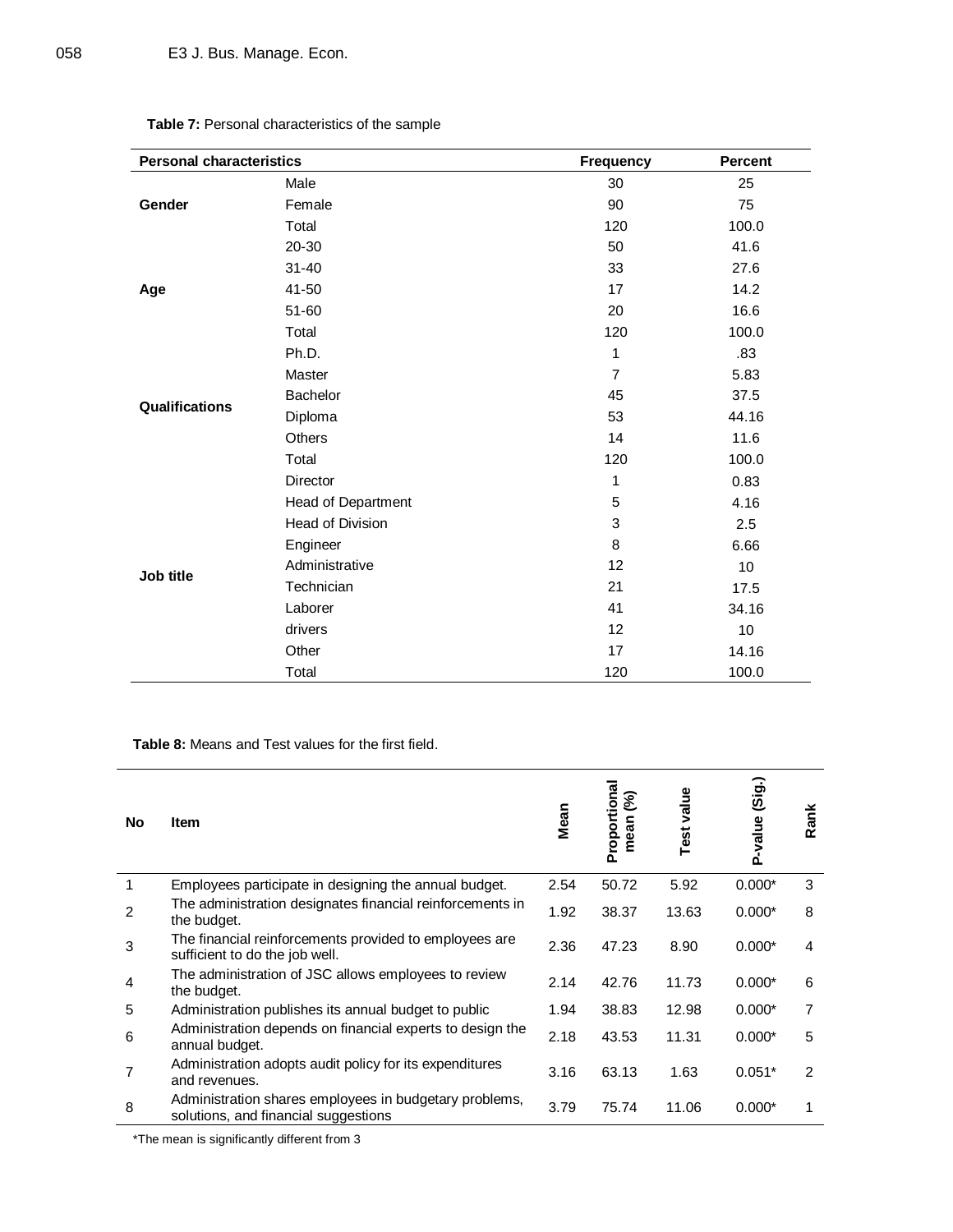**Table 7:** Personal characteristics of the sample

| Personal characteristics | | Frequency | Percent |
|---|---|---|---|
| Gender | Male | 30 | 25 |
| | Female | 90 | 75 |
| | Total | 120 | 100.0 |
| Age | 20-30 | 50 | 41.6 |
| | 31-40 | 33 | 27.6 |
| | 41-50 | 17 | 14.2 |
| | 51-60 | 20 | 16.6 |
| | Total | 120 | 100.0 |
| Qualifications | Ph.D. | 1 | .83 |
| | Master | 7 | 5.83 |
| | Bachelor | 45 | 37.5 |
| | Diploma | 53 | 44.16 |
| | Others | 14 | 11.6 |
| | Total | 120 | 100.0 |
| Job title | Director | 1 | 0.83 |
| | Head of Department | 5 | 4.16 |
| | Head of Division | 3 | 2.5 |
| | Engineer | 8 | 6.66 |
| | Administrative | 12 | 10 |
| | Technician | 21 | 17.5 |
| | Laborer | 41 | 34.16 |
| | drivers | 12 | 10 |
| | Other | 17 | 14.16 |
| | Total | 120 | 100.0 |

**Table 8:** Means and Test values for the first field.

| No | Item | Mean | Proportional mean (%) | Test value | P-value (Sig.) | Rank |
|---|---|---|---|---|---|---|
| 1 | Employees participate in designing the annual budget. | 2.54 | 50.72 | 5.92 | 0.000* | 3 |
| 2 | The administration designates financial reinforcements in the budget. | 1.92 | 38.37 | 13.63 | 0.000* | 8 |
| 3 | The financial reinforcements provided to employees are sufficient to do the job well. | 2.36 | 47.23 | 8.90 | 0.000* | 4 |
| 4 | The administration of JSC allows employees to review the budget. | 2.14 | 42.76 | 11.73 | 0.000* | 6 |
| 5 | Administration publishes its annual budget to public | 1.94 | 38.83 | 12.98 | 0.000* | 7 |
| 6 | Administration depends on financial experts to design the annual budget. | 2.18 | 43.53 | 11.31 | 0.000* | 5 |
| 7 | Administration adopts audit policy for its expenditures and revenues. | 3.16 | 63.13 | 1.63 | 0.051* | 2 |
| 8 | Administration shares employees in budgetary problems, solutions, and financial suggestions | 3.79 | 75.74 | 11.06 | 0.000* | 1 |

*The mean is significantly different from 3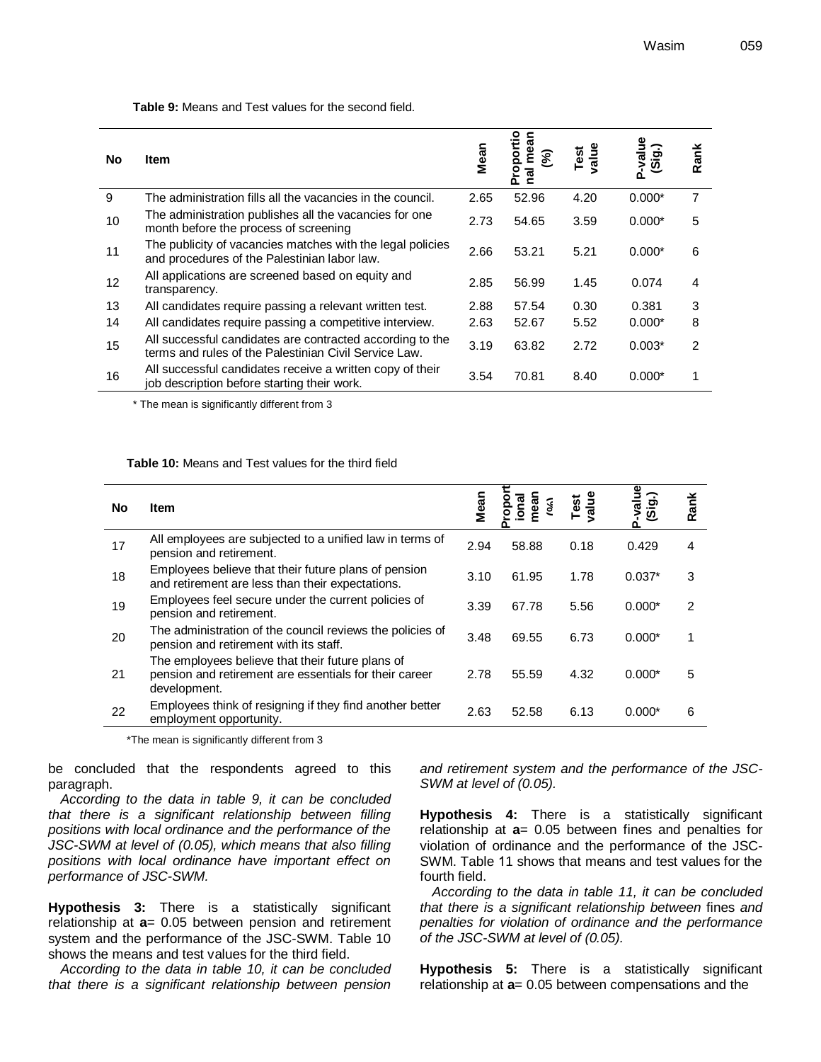**Table 9:** Means and Test values for the second field.

| No | Item | Mean | Proportional mean (%) | Test value | P-value (Sig.) | Rank |
|---|---|---|---|---|---|---|
| 9 | The administration fills all the vacancies in the council. | 2.65 | 52.96 | 4.20 | 0.000* | 7 |
| 10 | The administration publishes all the vacancies for one month before the process of screening | 2.73 | 54.65 | 3.59 | 0.000* | 5 |
| 11 | The publicity of vacancies matches with the legal policies and procedures of the Palestinian labor law. | 2.66 | 53.21 | 5.21 | 0.000* | 6 |
| 12 | All applications are screened based on equity and transparency. | 2.85 | 56.99 | 1.45 | 0.074 | 4 |
| 13 | All candidates require passing a relevant written test. | 2.88 | 57.54 | 0.30 | 0.381 | 3 |
| 14 | All candidates require passing a competitive interview. | 2.63 | 52.67 | 5.52 | 0.000* | 8 |
| 15 | All successful candidates are contracted according to the terms and rules of the Palestinian Civil Service Law. | 3.19 | 63.82 | 2.72 | 0.003* | 2 |
| 16 | All successful candidates receive a written copy of their job description before starting their work. | 3.54 | 70.81 | 8.40 | 0.000* | 1 |

\* The mean is significantly different from 3

**Table 10:** Means and Test values for the third field

| No | Item | Mean | Proportional mean (%) | Test value | P-value (Sig.) | Rank |
|---|---|---|---|---|---|---|
| 17 | All employees are subjected to a unified law in terms of pension and retirement. | 2.94 | 58.88 | 0.18 | 0.429 | 4 |
| 18 | Employees believe that their future plans of pension and retirement are less than their expectations. | 3.10 | 61.95 | 1.78 | 0.037* | 3 |
| 19 | Employees feel secure under the current policies of pension and retirement. | 3.39 | 67.78 | 5.56 | 0.000* | 2 |
| 20 | The administration of the council reviews the policies of pension and retirement with its staff. | 3.48 | 69.55 | 6.73 | 0.000* | 1 |
| 21 | The employees believe that their future plans of pension and retirement are essentials for their career development. | 2.78 | 55.59 | 4.32 | 0.000* | 5 |
| 22 | Employees think of resigning if they find another better employment opportunity. | 2.63 | 52.58 | 6.13 | 0.000* | 6 |

\*The mean is significantly different from 3

be concluded that the respondents agreed to this paragraph.

*According to the data in table 9, it can be concluded that there is a significant relationship between filling positions with local ordinance and the performance of the JSC-SWM at level of (0.05), which means that also filling positions with local ordinance have important effect on performance of JSC-SWM.*

**Hypothesis 3:** There is a statistically significant relationship at **a**= 0.05 between pension and retirement system and the performance of the JSC-SWM. Table 10 shows the means and test values for the third field.

*According to the data in table 10, it can be concluded that there is a significant relationship between pension and retirement system and the performance of the JSC-SWM at level of (0.05).*

**Hypothesis 4:** There is a statistically significant relationship at **a**= 0.05 between fines and penalties for violation of ordinance and the performance of the JSC-SWM. Table 11 shows that means and test values for the fourth field.

*According to the data in table 11, it can be concluded that there is a significant relationship between* fines *and penalties for violation of ordinance and the performance of the JSC-SWM at level of (0.05).*

**Hypothesis 5:** There is a statistically significant relationship at **a**= 0.05 between compensations and the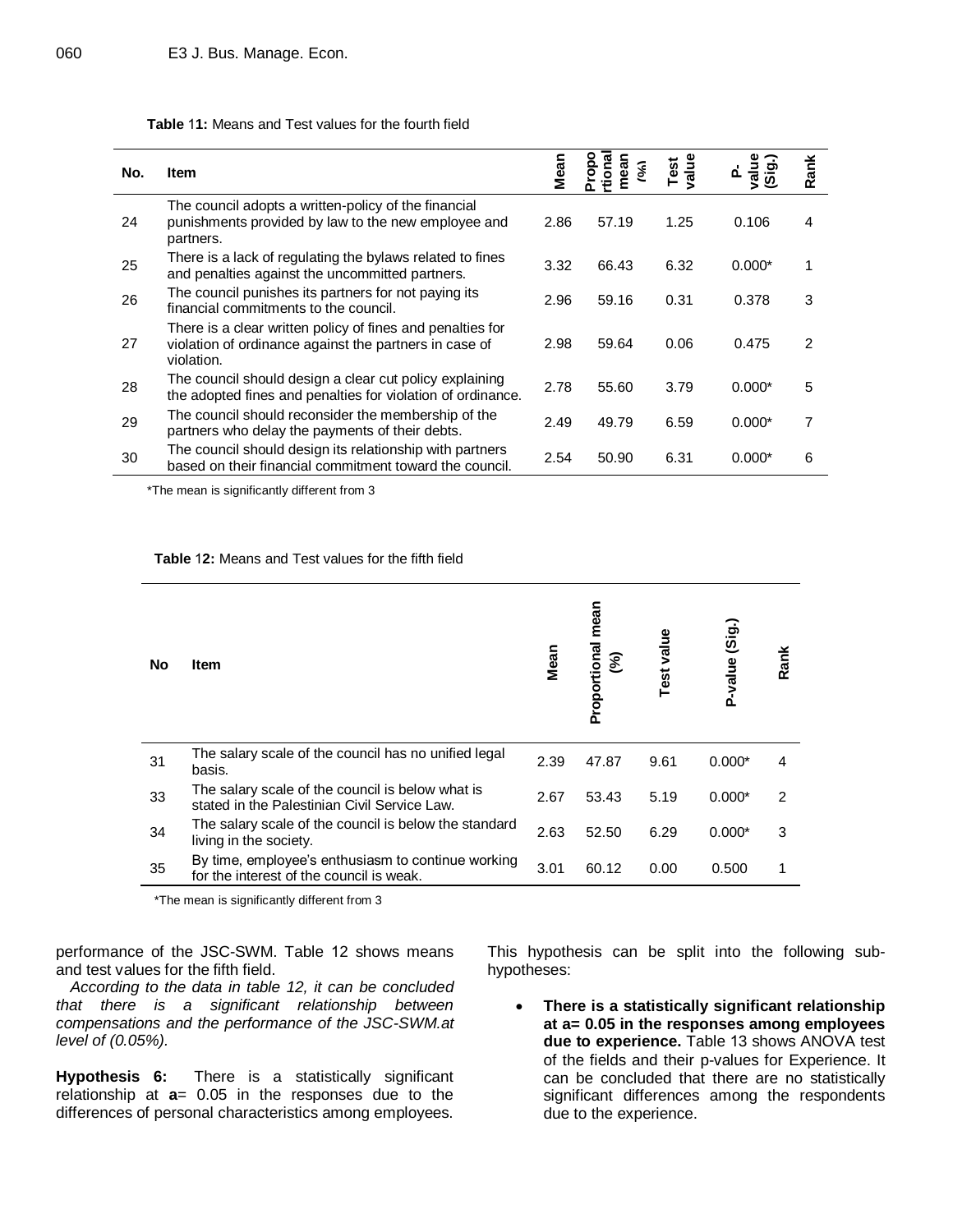**Table 11:** Means and Test values for the fourth field

| No. | Item | Mean | Proportional mean (%) | Test value | P-value (Sig.) | Rank |
|---|---|---|---|---|---|---|
| 24 | The council adopts a written-policy of the financial punishments provided by law to the new employee and partners. | 2.86 | 57.19 | 1.25 | 0.106 | 4 |
| 25 | There is a lack of regulating the bylaws related to fines and penalties against the uncommitted partners. | 3.32 | 66.43 | 6.32 | 0.000* | 1 |
| 26 | The council punishes its partners for not paying its financial commitments to the council. | 2.96 | 59.16 | 0.31 | 0.378 | 3 |
| 27 | There is a clear written policy of fines and penalties for violation of ordinance against the partners in case of violation. | 2.98 | 59.64 | 0.06 | 0.475 | 2 |
| 28 | The council should design a clear cut policy explaining the adopted fines and penalties for violation of ordinance. | 2.78 | 55.60 | 3.79 | 0.000* | 5 |
| 29 | The council should reconsider the membership of the partners who delay the payments of their debts. | 2.49 | 49.79 | 6.59 | 0.000* | 7 |
| 30 | The council should design its relationship with partners based on their financial commitment toward the council. | 2.54 | 50.90 | 6.31 | 0.000* | 6 |

*The mean is significantly different from 3

**Table 12:** Means and Test values for the fifth field

| No | Item | Mean | Proportional mean (%) | Test value | P-value (Sig.) | Rank |
|---|---|---|---|---|---|---|
| 31 | The salary scale of the council has no unified legal basis. | 2.39 | 47.87 | 9.61 | 0.000* | 4 |
| 33 | The salary scale of the council is below what is stated in the Palestinian Civil Service Law. | 2.67 | 53.43 | 5.19 | 0.000* | 2 |
| 34 | The salary scale of the council is below the standard living in the society. | 2.63 | 52.50 | 6.29 | 0.000* | 3 |
| 35 | By time, employee's enthusiasm to continue working for the interest of the council is weak. | 3.01 | 60.12 | 0.00 | 0.500 | 1 |

*The mean is significantly different from 3

performance of the JSC-SWM. Table 12 shows means and test values for the fifth field.

*According to the data in table 12, it can be concluded that there is a significant relationship between compensations and the performance of the JSC-SWM.at level of (0.05%).*

**Hypothesis 6:** There is a statistically significant relationship at **a**= 0.05 in the responses due to the differences of personal characteristics among employees.

This hypothesis can be split into the following sub-hypotheses:

- **There is a statistically significant relationship at a= 0.05 in the responses among employees due to experience.** Table 13 shows ANOVA test of the fields and their p-values for Experience. It can be concluded that there are no statistically significant differences among the respondents due to the experience.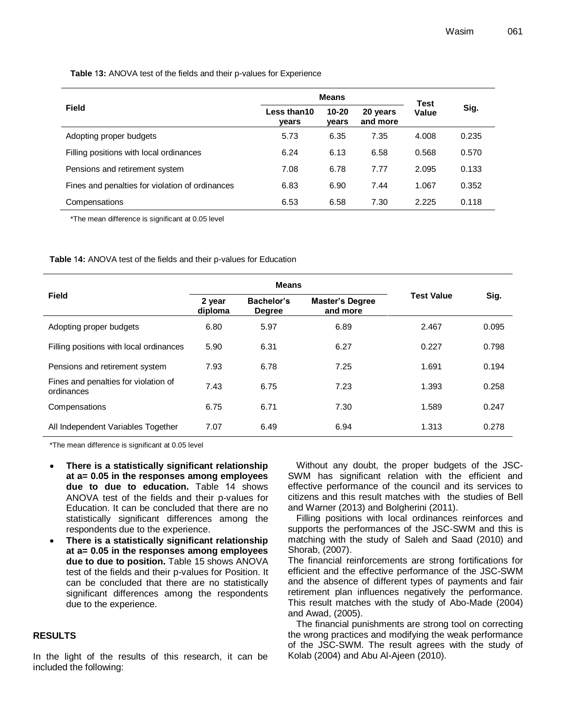**Table 13:** ANOVA test of the fields and their p-values for Experience

| Field | Means | | | Test Value | Sig. |
|---|---|---|---|---|---|
| | Less than10 years | 10-20 years | 20 years and more | | |
| Adopting proper budgets | 5.73 | 6.35 | 7.35 | 4.008 | 0.235 |
| Filling positions with local ordinances | 6.24 | 6.13 | 6.58 | 0.568 | 0.570 |
| Pensions and retirement system | 7.08 | 6.78 | 7.77 | 2.095 | 0.133 |
| Fines and penalties for violation of ordinances | 6.83 | 6.90 | 7.44 | 1.067 | 0.352 |
| Compensations | 6.53 | 6.58 | 7.30 | 2.225 | 0.118 |

*The mean difference is significant at 0.05 level

**Table 14:** ANOVA test of the fields and their p-values for Education

| Field | Means | | | Test Value | Sig. |
|---|---|---|---|---|---|
| | 2 year diploma | Bachelor's Degree | Master's Degree and more | | |
| Adopting proper budgets | 6.80 | 5.97 | 6.89 | 2.467 | 0.095 |
| Filling positions with local ordinances | 5.90 | 6.31 | 6.27 | 0.227 | 0.798 |
| Pensions and retirement system | 7.93 | 6.78 | 7.25 | 1.691 | 0.194 |
| Fines and penalties for violation of ordinances | 7.43 | 6.75 | 7.23 | 1.393 | 0.258 |
| Compensations | 6.75 | 6.71 | 7.30 | 1.589 | 0.247 |
| All Independent Variables Together | 7.07 | 6.49 | 6.94 | 1.313 | 0.278 |

*The mean difference is significant at 0.05 level

- **There is a statistically significant relationship at a= 0.05 in the responses among employees due to due to education.** Table 14 shows ANOVA test of the fields and their p-values for Education. It can be concluded that there are no statistically significant differences among the respondents due to the experience.
- **There is a statistically significant relationship at a= 0.05 in the responses among employees due to due to position.** Table 15 shows ANOVA test of the fields and their p-values for Position. It can be concluded that there are no statistically significant differences among the respondents due to the experience.

## RESULTS

In the light of the results of this research, it can be included the following:

Without any doubt, the proper budgets of the JSC-SWM has significant relation with the efficient and effective performance of the council and its services to citizens and this result matches with the studies of Bell and Warner (2013) and Bolgherini (2011).

Filling positions with local ordinances reinforces and supports the performances of the JSC-SWM and this is matching with the study of Saleh and Saad (2010) and Shorab, (2007).

The financial reinforcements are strong fortifications for efficient and the effective performance of the JSC-SWM and the absence of different types of payments and fair retirement plan influences negatively the performance. This result matches with the study of Abo-Made (2004) and Awad, (2005).

The financial punishments are strong tool on correcting the wrong practices and modifying the weak performance of the JSC-SWM. The result agrees with the study of Kolab (2004) and Abu Al-Ajeen (2010).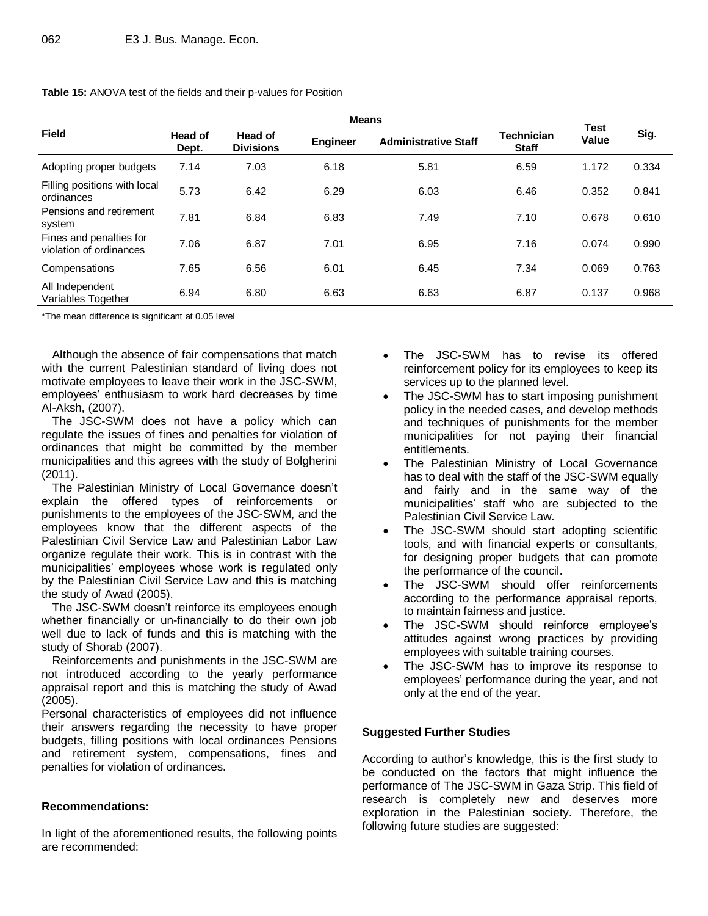**Table 15:** ANOVA test of the fields and their p-values for Position

| Field | Means | | | | | Test Value | Sig. |
|---|---|---|---|---|---|---|---|
| | Head of Dept. | Head of Divisions | Engineer | Administrative Staff | Technician Staff | | |
| Adopting proper budgets | 7.14 | 7.03 | 6.18 | 5.81 | 6.59 | 1.172 | 0.334 |
| Filling positions with local ordinances | 5.73 | 6.42 | 6.29 | 6.03 | 6.46 | 0.352 | 0.841 |
| Pensions and retirement system | 7.81 | 6.84 | 6.83 | 7.49 | 7.10 | 0.678 | 0.610 |
| Fines and penalties for violation of ordinances | 7.06 | 6.87 | 7.01 | 6.95 | 7.16 | 0.074 | 0.990 |
| Compensations | 7.65 | 6.56 | 6.01 | 6.45 | 7.34 | 0.069 | 0.763 |
| All Independent Variables Together | 6.94 | 6.80 | 6.63 | 6.63 | 6.87 | 0.137 | 0.968 |

*The mean difference is significant at 0.05 level

Although the absence of fair compensations that match with the current Palestinian standard of living does not motivate employees to leave their work in the JSC-SWM, employees' enthusiasm to work hard decreases by time Al-Aksh, (2007).

The JSC-SWM does not have a policy which can regulate the issues of fines and penalties for violation of ordinances that might be committed by the member municipalities and this agrees with the study of Bolgherini (2011).

The Palestinian Ministry of Local Governance doesn't explain the offered types of reinforcements or punishments to the employees of the JSC-SWM, and the employees know that the different aspects of the Palestinian Civil Service Law and Palestinian Labor Law organize regulate their work. This is in contrast with the municipalities' employees whose work is regulated only by the Palestinian Civil Service Law and this is matching the study of Awad (2005).

The JSC-SWM doesn't reinforce its employees enough whether financially or un-financially to do their own job well due to lack of funds and this is matching with the study of Shorab (2007).

Reinforcements and punishments in the JSC-SWM are not introduced according to the yearly performance appraisal report and this is matching the study of Awad (2005).

Personal characteristics of employees did not influence their answers regarding the necessity to have proper budgets, filling positions with local ordinances Pensions and retirement system, compensations, fines and penalties for violation of ordinances.

**Recommendations:**

In light of the aforementioned results, the following points are recommended:

- The JSC-SWM has to revise its offered reinforcement policy for its employees to keep its services up to the planned level.
- The JSC-SWM has to start imposing punishment policy in the needed cases, and develop methods and techniques of punishments for the member municipalities for not paying their financial entitlements.
- The Palestinian Ministry of Local Governance has to deal with the staff of the JSC-SWM equally and fairly and in the same way of the municipalities' staff who are subjected to the Palestinian Civil Service Law.
- The JSC-SWM should start adopting scientific tools, and with financial experts or consultants, for designing proper budgets that can promote the performance of the council.
- The JSC-SWM should offer reinforcements according to the performance appraisal reports, to maintain fairness and justice.
- The JSC-SWM should reinforce employee's attitudes against wrong practices by providing employees with suitable training courses.
- The JSC-SWM has to improve its response to employees' performance during the year, and not only at the end of the year.

**Suggested Further Studies**

According to author's knowledge, this is the first study to be conducted on the factors that might influence the performance of The JSC-SWM in Gaza Strip. This field of research is completely new and deserves more exploration in the Palestinian society. Therefore, the following future studies are suggested: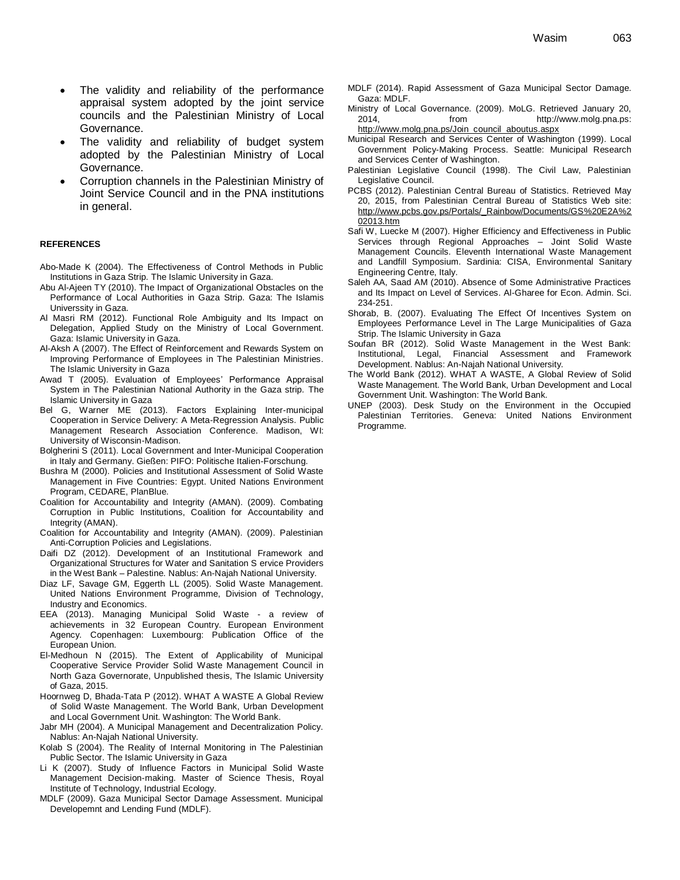- The validity and reliability of the performance appraisal system adopted by the joint service councils and the Palestinian Ministry of Local Governance.
- The validity and reliability of budget system adopted by the Palestinian Ministry of Local Governance.
- Corruption channels in the Palestinian Ministry of Joint Service Council and in the PNA institutions in general.

**REFERENCES**

Abo-Made K (2004). The Effectiveness of Control Methods in Public Institutions in Gaza Strip. The Islamic University in Gaza.

Abu Al-Ajeen TY (2010). The Impact of Organizational Obstacles on the Performance of Local Authorities in Gaza Strip. Gaza: The Islamis Universsity in Gaza.

Al Masri RM (2012). Functional Role Ambiguity and Its Impact on Delegation, Applied Study on the Ministry of Local Government. Gaza: Islamic University in Gaza.

Al-Aksh A (2007). The Effect of Reinforcement and Rewards System on Improving Performance of Employees in The Palestinian Ministries. The Islamic University in Gaza

Awad T (2005). Evaluation of Employees' Performance Appraisal System in The Palestinian National Authority in the Gaza strip. The Islamic University in Gaza

Bel G, Warner ME (2013). Factors Explaining Inter-municipal Cooperation in Service Delivery: A Meta-Regression Analysis. Public Management Research Association Conference. Madison, WI: University of Wisconsin-Madison.

Bolgherini S (2011). Local Government and Inter-Municipal Cooperation in Italy and Germany. Gießen: PIFO: Politische Italien-Forschung.

Bushra M (2000). Policies and Institutional Assessment of Solid Waste Management in Five Countries: Egypt. United Nations Environment Program, CEDARE, PlanBlue.

Coalition for Accountability and Integrity (AMAN). (2009). Combating Corruption in Public Institutions, Coalition for Accountability and Integrity (AMAN).

Coalition for Accountability and Integrity (AMAN). (2009). Palestinian Anti-Corruption Policies and Legislations.

Daifi DZ (2012). Development of an Institutional Framework and Organizational Structures for Water and Sanitation S ervice Providers in the West Bank – Palestine. Nablus: An-Najah National University.

Diaz LF, Savage GM, Eggerth LL (2005). Solid Waste Management. United Nations Environment Programme, Division of Technology, Industry and Economics.

EEA (2013). Managing Municipal Solid Waste - a review of achievements in 32 European Country. European Environment Agency. Copenhagen: Luxembourg: Publication Office of the European Union.

El-Medhoun N (2015). The Extent of Applicability of Municipal Cooperative Service Provider Solid Waste Management Council in North Gaza Governorate, Unpublished thesis, The Islamic University of Gaza, 2015.

Hoornweg D, Bhada-Tata P (2012). WHAT A WASTE A Global Review of Solid Waste Management. The World Bank, Urban Development and Local Government Unit. Washington: The World Bank.

Jabr MH (2004). A Municipal Management and Decentralization Policy. Nablus: An-Najah National University.

Kolab S (2004). The Reality of Internal Monitoring in The Palestinian Public Sector. The Islamic University in Gaza

Li K (2007). Study of Influence Factors in Municipal Solid Waste Management Decision-making. Master of Science Thesis, Royal Institute of Technology, Industrial Ecology.

MDLF (2009). Gaza Municipal Sector Damage Assessment. Municipal Developemnt and Lending Fund (MDLF).

MDLF (2014). Rapid Assessment of Gaza Municipal Sector Damage. Gaza: MDLF.

Ministry of Local Governance. (2009). MoLG. Retrieved January 20, 2014, from http://www.molg.pna.ps: http://www.molg.pna.ps/Join_council_aboutus.aspx

Municipal Research and Services Center of Washington (1999). Local Government Policy-Making Process. Seattle: Municipal Research and Services Center of Washington.

Palestinian Legislative Council (1998). The Civil Law, Palestinian Legislative Council.

PCBS (2012). Palestinian Central Bureau of Statistics. Retrieved May 20, 2015, from Palestinian Central Bureau of Statistics Web site: http://www.pcbs.gov.ps/Portals/_Rainbow/Documents/GS%20E2A%202013.htm

Safi W, Luecke M (2007). Higher Efficiency and Effectiveness in Public Services through Regional Approaches – Joint Solid Waste Management Councils. Eleventh International Waste Management and Landfill Symposium. Sardinia: CISA, Environmental Sanitary Engineering Centre, Italy.

Saleh AA, Saad AM (2010). Absence of Some Administrative Practices and Its Impact on Level of Services. Al-Gharee for Econ. Admin. Sci. 234-251.

Shorab, B. (2007). Evaluating The Effect Of Incentives System on Employees Performance Level in The Large Municipalities of Gaza Strip. The Islamic University in Gaza

Soufan BR (2012). Solid Waste Management in the West Bank: Institutional, Legal, Financial Assessment and Framework Development. Nablus: An-Najah National University.

The World Bank (2012). WHAT A WASTE, A Global Review of Solid Waste Management. The World Bank, Urban Development and Local Government Unit. Washington: The World Bank.

UNEP (2003). Desk Study on the Environment in the Occupied Palestinian Territories. Geneva: United Nations Environment Programme.